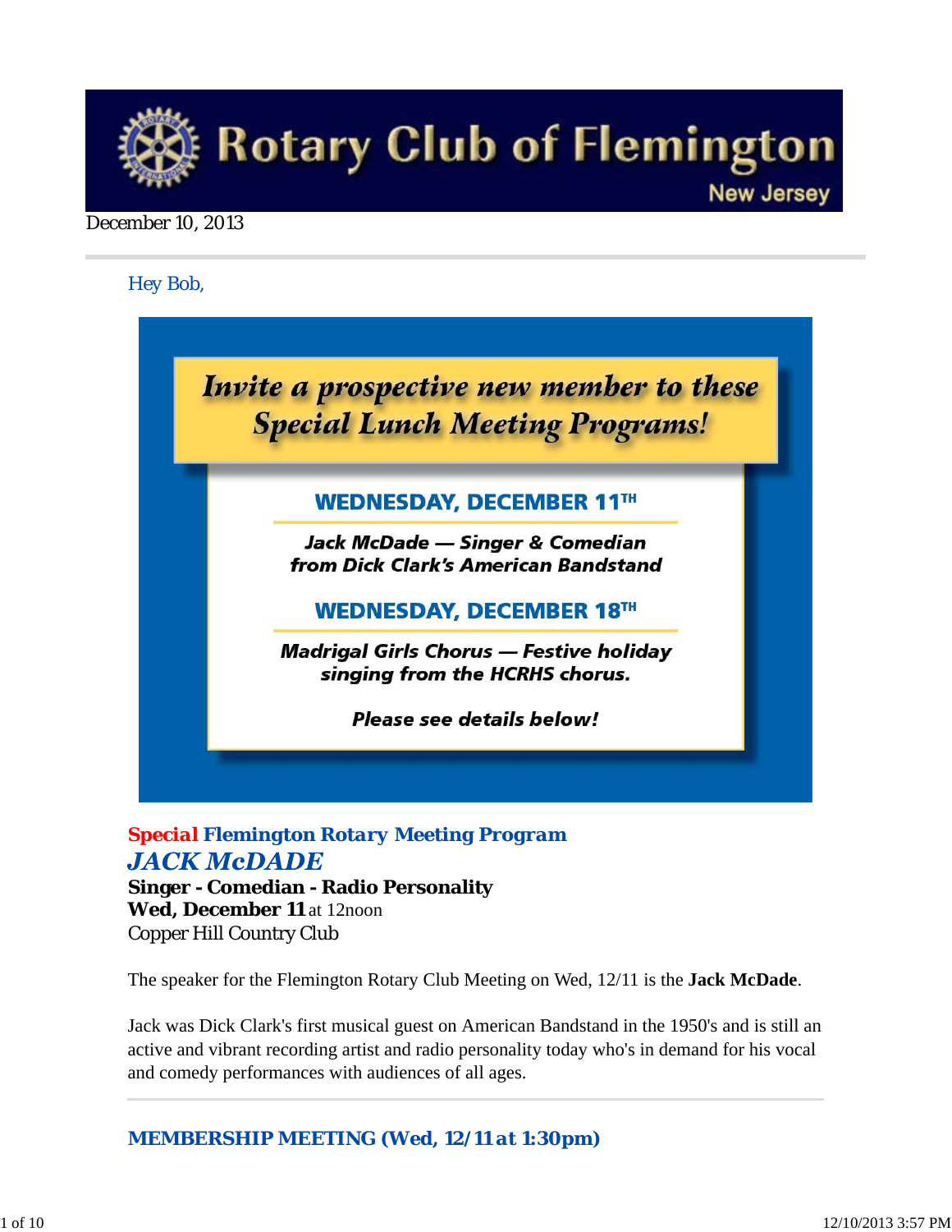# Rotary Club of Flemington

New Jersey

December 10, 2013

Hey Bob,

## Invite a prospective new member to these Special Lunch Meeting Programs!

**WEDNESDAY, DECEMBER 11TH**

***Jack McDade — Singer & Comedian from Dick Clark's American Bandstand***

**WEDNESDAY, DECEMBER 18TH**

***Madrigal Girls Chorus — Festive holiday singing from the HCRHS chorus.***

***Please see details below!***

### Special Flemington Rotary Meeting Program

## *JACK McDADE*

**Singer - Comedian - Radio Personality**
**Wed, December 11** at 12noon
Copper Hill Country Club

The speaker for the Flemington Rotary Club Meeting on Wed, 12/11 is the **Jack McDade**.

Jack was Dick Clark's first musical guest on American Bandstand in the 1950's and is still an active and vibrant recording artist and radio personality today who's in demand for his vocal and comedy performances with audiences of all ages.

---

### MEMBERSHIP MEETING (Wed, 12/11 at 1:30pm)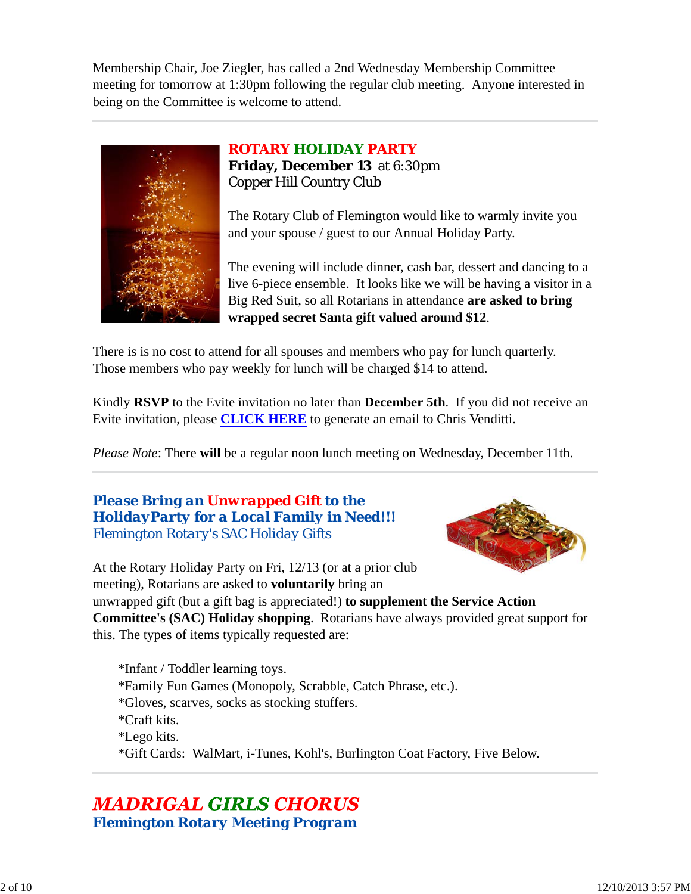Membership Chair, Joe Ziegler, has called a 2nd Wednesday Membership Committee meeting for tomorrow at 1:30pm following the regular club meeting. Anyone interested in being on the Committee is welcome to attend.

---

**ROTARY HOLIDAY PARTY**
**Friday, December 13** at 6:30pm
Copper Hill Country Club

The Rotary Club of Flemington would like to warmly invite you and your spouse / guest to our Annual Holiday Party.

The evening will include dinner, cash bar, dessert and dancing to a live 6-piece ensemble. It looks like we will be having a visitor in a Big Red Suit, so all Rotarians in attendance **are asked to bring wrapped secret Santa gift valued around $12**.

There is is no cost to attend for all spouses and members who pay for lunch quarterly. Those members who pay weekly for lunch will be charged $14 to attend.

Kindly **RSVP** to the Evite invitation no later than **December 5th**. If you did not receive an Evite invitation, please **CLICK HERE** to generate an email to Chris Venditti.

*Please Note*: There **will** be a regular noon lunch meeting on Wednesday, December 11th.

---

***Please Bring an Unwrapped Gift to the HolidayParty for a Local Family in Need!!!***
*Flemington Rotary's SAC Holiday Gifts*

At the Rotary Holiday Party on Fri, 12/13 (or at a prior club meeting), Rotarians are asked to **voluntarily** bring an unwrapped gift (but a gift bag is appreciated!) **to supplement the Service Action Committee's (SAC) Holiday shopping**. Rotarians have always provided great support for this. The types of items typically requested are:

*Infant / Toddler learning toys.
*Family Fun Games (Monopoly, Scrabble, Catch Phrase, etc.).
*Gloves, scarves, socks as stocking stuffers.
*Craft kits.
*Lego kits.
*Gift Cards: WalMart, i-Tunes, Kohl's, Burlington Coat Factory, Five Below.

---

## *MADRIGAL GIRLS CHORUS*

**Flemington Rotary Meeting Program**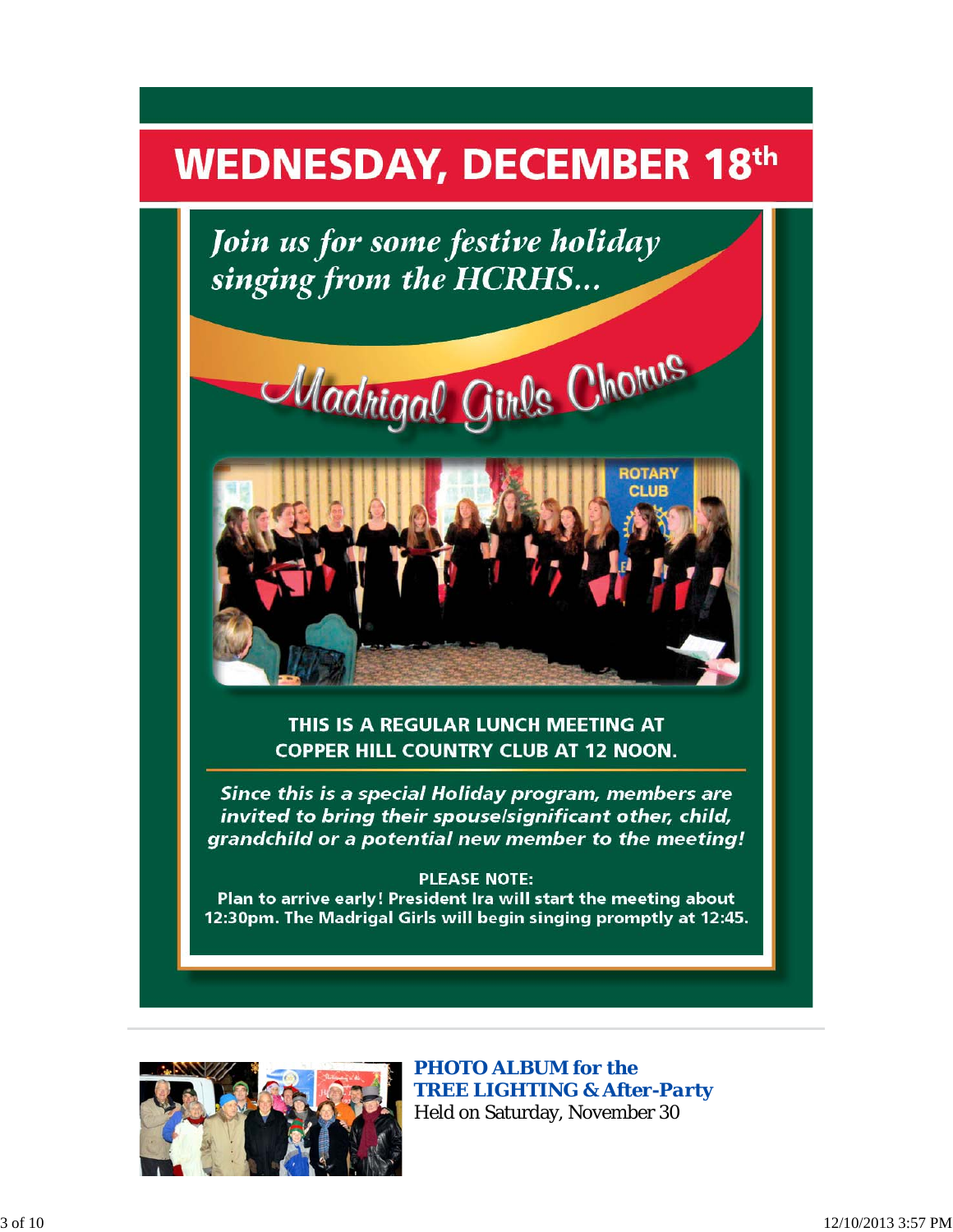# WEDNESDAY, DECEMBER 18th

*Join us for some festive holiday singing from the HCRHS...*

## Madrigal Girls Chorus

**THIS IS A REGULAR LUNCH MEETING AT COPPER HILL COUNTRY CLUB AT 12 NOON.**

***Since this is a special Holiday program, members are invited to bring their spouse/significant other, child, grandchild or a potential new member to the meeting!***

**PLEASE NOTE:**
**Plan to arrive early! President Ira will start the meeting about 12:30pm. The Madrigal Girls will begin singing promptly at 12:45.**

---

**PHOTO ALBUM for the TREE LIGHTING & After-Party**
Held on Saturday, November 30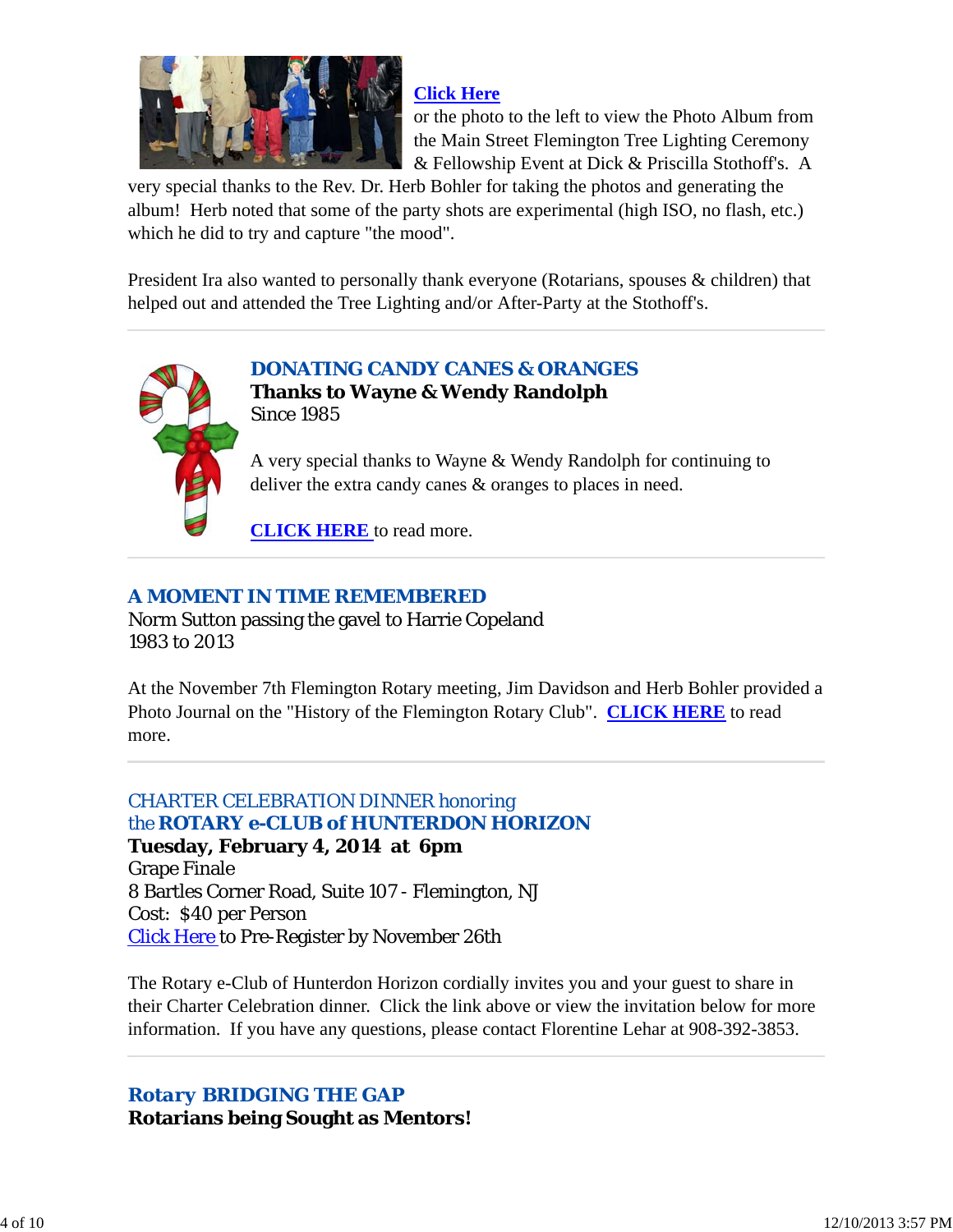**Click Here** or the photo to the left to view the Photo Album from the Main Street Flemington Tree Lighting Ceremony & Fellowship Event at Dick & Priscilla Stothoff's. A very special thanks to the Rev. Dr. Herb Bohler for taking the photos and generating the album! Herb noted that some of the party shots are experimental (high ISO, no flash, etc.) which he did to try and capture "the mood".

President Ira also wanted to personally thank everyone (Rotarians, spouses & children) that helped out and attended the Tree Lighting and/or After-Party at the Stothoff's.

---

### DONATING CANDY CANES & ORANGES

**Thanks to Wayne & Wendy Randolph**
Since 1985

A very special thanks to Wayne & Wendy Randolph for continuing to deliver the extra candy canes & oranges to places in need.

**CLICK HERE** to read more.

---

### A MOMENT IN TIME REMEMBERED

Norm Sutton passing the gavel to Harrie Copeland
1983 to 2013

At the November 7th Flemington Rotary meeting, Jim Davidson and Herb Bohler provided a Photo Journal on the "History of the Flemington Rotary Club". **CLICK HERE** to read more.

---

### CHARTER CELEBRATION DINNER honoring the **ROTARY e-CLUB of HUNTERDON HORIZON**

**Tuesday, February 4, 2014 at 6pm**
Grape Finale
8 Bartles Corner Road, Suite 107 - Flemington, NJ
Cost: $40 per Person
Click Here to Pre-Register by November 26th

The Rotary e-Club of Hunterdon Horizon cordially invites you and your guest to share in their Charter Celebration dinner. Click the link above or view the invitation below for more information. If you have any questions, please contact Florentine Lehar at 908-392-3853.

---

### Rotary BRIDGING THE GAP

**Rotarians being Sought as Mentors!**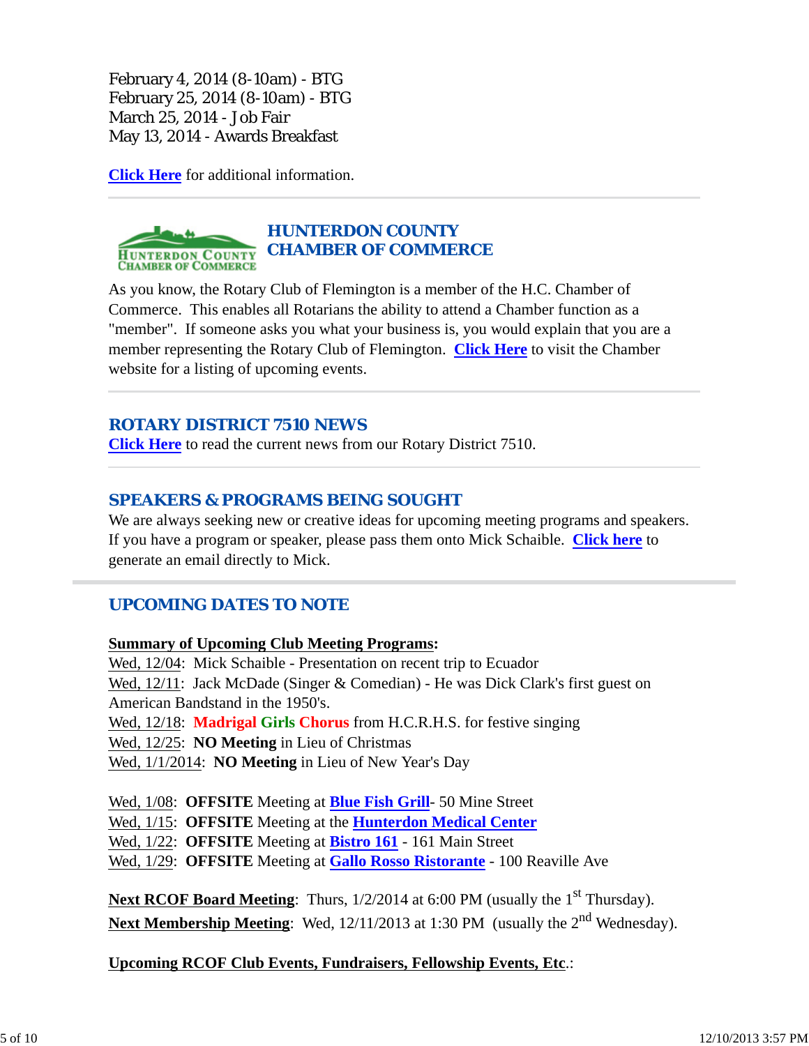February 4, 2014 (8-10am) - BTG
February 25, 2014 (8-10am) - BTG
March 25, 2014 - Job Fair
May 13, 2014 - Awards Breakfast

**Click Here** for additional information.

---

## HUNTERDON COUNTY CHAMBER OF COMMERCE

As you know, the Rotary Club of Flemington is a member of the H.C. Chamber of Commerce. This enables all Rotarians the ability to attend a Chamber function as a "member". If someone asks you what your business is, you would explain that you are a member representing the Rotary Club of Flemington. **Click Here** to visit the Chamber website for a listing of upcoming events.

---

## ROTARY DISTRICT 7510 NEWS

**Click Here** to read the current news from our Rotary District 7510.

---

## SPEAKERS & PROGRAMS BEING SOUGHT

We are always seeking new or creative ideas for upcoming meeting programs and speakers. If you have a program or speaker, please pass them onto Mick Schaible. **Click here** to generate an email directly to Mick.

---

## UPCOMING DATES TO NOTE

**Summary of Upcoming Club Meeting Programs:**

Wed, 12/04: Mick Schaible - Presentation on recent trip to Ecuador
Wed, 12/11: Jack McDade (Singer & Comedian) - He was Dick Clark's first guest on American Bandstand in the 1950's.
Wed, 12/18: **Madrigal Girls Chorus** from H.C.R.H.S. for festive singing
Wed, 12/25: **NO Meeting** in Lieu of Christmas
Wed, 1/1/2014: **NO Meeting** in Lieu of New Year's Day

Wed, 1/08: **OFFSITE** Meeting at **Blue Fish Grill**- 50 Mine Street
Wed, 1/15: **OFFSITE** Meeting at the **Hunterdon Medical Center**
Wed, 1/22: **OFFSITE** Meeting at **Bistro 161** - 161 Main Street
Wed, 1/29: **OFFSITE** Meeting at **Gallo Rosso Ristorante** - 100 Reaville Ave

**Next RCOF Board Meeting**: Thurs, 1/2/2014 at 6:00 PM (usually the 1st Thursday).
**Next Membership Meeting**: Wed, 12/11/2013 at 1:30 PM (usually the 2nd Wednesday).

**Upcoming RCOF Club Events, Fundraisers, Fellowship Events, Etc**.: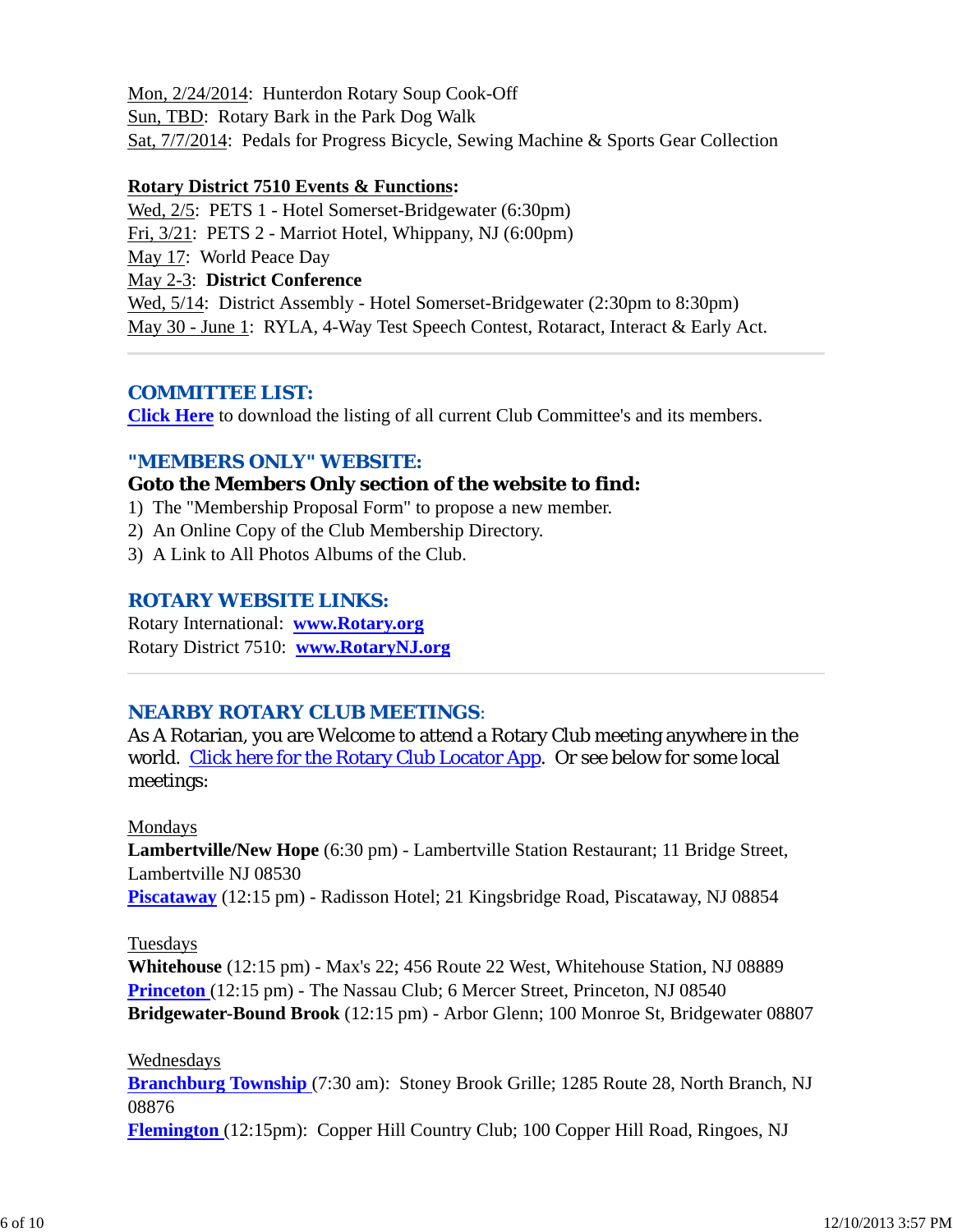Mon, 2/24/2014: Hunterdon Rotary Soup Cook-Off
Sun, TBD: Rotary Bark in the Park Dog Walk
Sat, 7/7/2014: Pedals for Progress Bicycle, Sewing Machine & Sports Gear Collection

**Rotary District 7510 Events & Functions:**
Wed, 2/5: PETS 1 - Hotel Somerset-Bridgewater (6:30pm)
Fri, 3/21: PETS 2 - Marriot Hotel, Whippany, NJ (6:00pm)
May 17: World Peace Day
May 2-3: **District Conference**
Wed, 5/14: District Assembly - Hotel Somerset-Bridgewater (2:30pm to 8:30pm)
May 30 - June 1: RYLA, 4-Way Test Speech Contest, Rotaract, Interact & Early Act.

---

## COMMITTEE LIST:

**Click Here** to download the listing of all current Club Committee's and its members.

## "MEMBERS ONLY" WEBSITE:

**Goto the Members Only section of the website to find:**

1) The "Membership Proposal Form" to propose a new member.
2) An Online Copy of the Club Membership Directory.
3) A Link to All Photos Albums of the Club.

## ROTARY WEBSITE LINKS:

Rotary International: **www.Rotary.org**
Rotary District 7510: **www.RotaryNJ.org**

---

## NEARBY ROTARY CLUB MEETINGS:

As A Rotarian, you are Welcome to attend a Rotary Club meeting anywhere in the world. Click here for the Rotary Club Locator App. Or see below for some local meetings:

Mondays
**Lambertville/New Hope** (6:30 pm) - Lambertville Station Restaurant; 11 Bridge Street, Lambertville NJ 08530
**Piscataway** (12:15 pm) - Radisson Hotel; 21 Kingsbridge Road, Piscataway, NJ 08854

Tuesdays
**Whitehouse** (12:15 pm) - Max's 22; 456 Route 22 West, Whitehouse Station, NJ 08889
**Princeton** (12:15 pm) - The Nassau Club; 6 Mercer Street, Princeton, NJ 08540
**Bridgewater-Bound Brook** (12:15 pm) - Arbor Glenn; 100 Monroe St, Bridgewater 08807

Wednesdays
**Branchburg Township** (7:30 am): Stoney Brook Grille; 1285 Route 28, North Branch, NJ 08876
**Flemington** (12:15pm): Copper Hill Country Club; 100 Copper Hill Road, Ringoes, NJ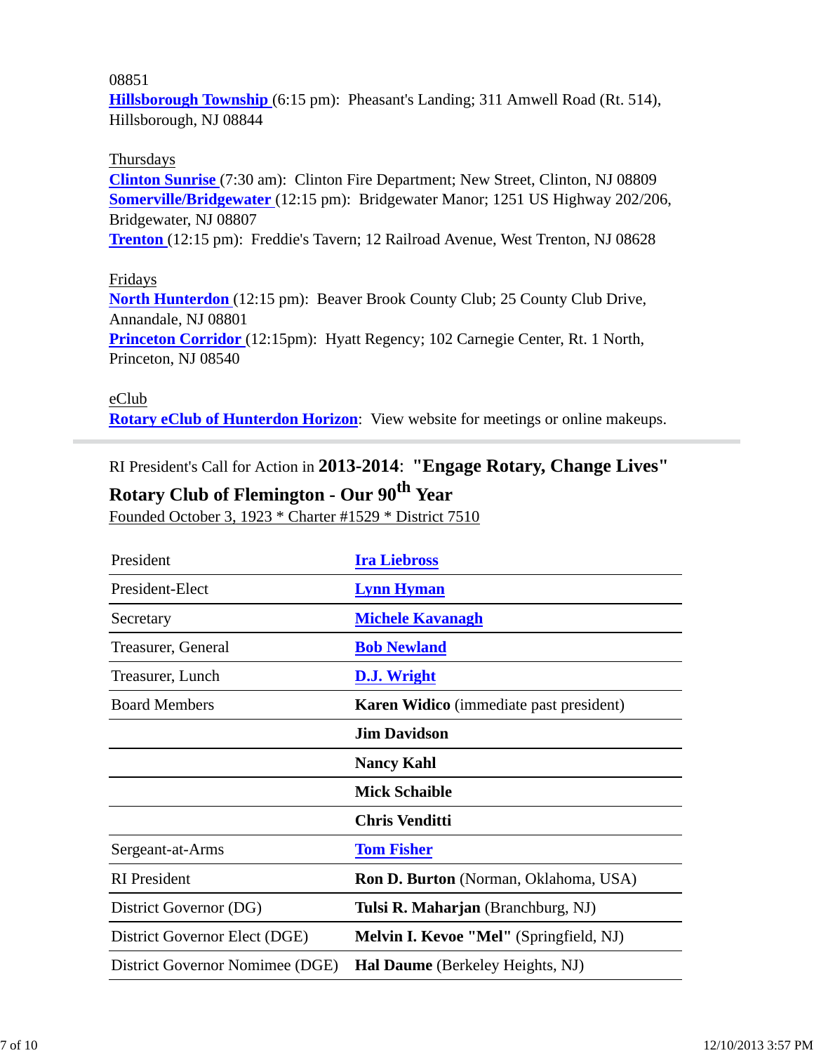08851
**Hillsborough Township** (6:15 pm):  Pheasant's Landing; 311 Amwell Road (Rt. 514), Hillsborough, NJ 08844

Thursdays
**Clinton Sunrise** (7:30 am):  Clinton Fire Department; New Street, Clinton, NJ 08809
**Somerville/Bridgewater** (12:15 pm):  Bridgewater Manor; 1251 US Highway 202/206, Bridgewater, NJ 08807
**Trenton** (12:15 pm):  Freddie's Tavern; 12 Railroad Avenue, West Trenton, NJ 08628

Fridays
**North Hunterdon** (12:15 pm):  Beaver Brook County Club; 25 County Club Drive, Annandale, NJ 08801
**Princeton Corridor** (12:15pm):  Hyatt Regency; 102 Carnegie Center, Rt. 1 North, Princeton, NJ 08540

eClub
**Rotary eClub of Hunterdon Horizon**:  View website for meetings or online makeups.

---

RI President's Call for Action in **2013-2014**:  **"Engage Rotary, Change Lives"**

**Rotary Club of Flemington - Our 90th Year**

Founded October 3, 1923 * Charter #1529 * District 7510

| | |
|---|---|
| President | **Ira Liebross** |
| President-Elect | **Lynn Hyman** |
| Secretary | **Michele Kavanagh** |
| Treasurer, General | **Bob Newland** |
| Treasurer, Lunch | **D.J. Wright** |
| Board Members | **Karen Widico** (immediate past president) |
| | **Jim Davidson** |
| | **Nancy Kahl** |
| | **Mick Schaible** |
| | **Chris Venditti** |
| Sergeant-at-Arms | **Tom Fisher** |
| RI President | **Ron D. Burton** (Norman, Oklahoma, USA) |
| District Governor (DG) | **Tulsi R. Maharjan** (Branchburg, NJ) |
| District Governor Elect (DGE) | **Melvin I. Kevoe "Mel"** (Springfield, NJ) |
| District Governor Nomimee (DGE) | **Hal Daume** (Berkeley Heights, NJ) |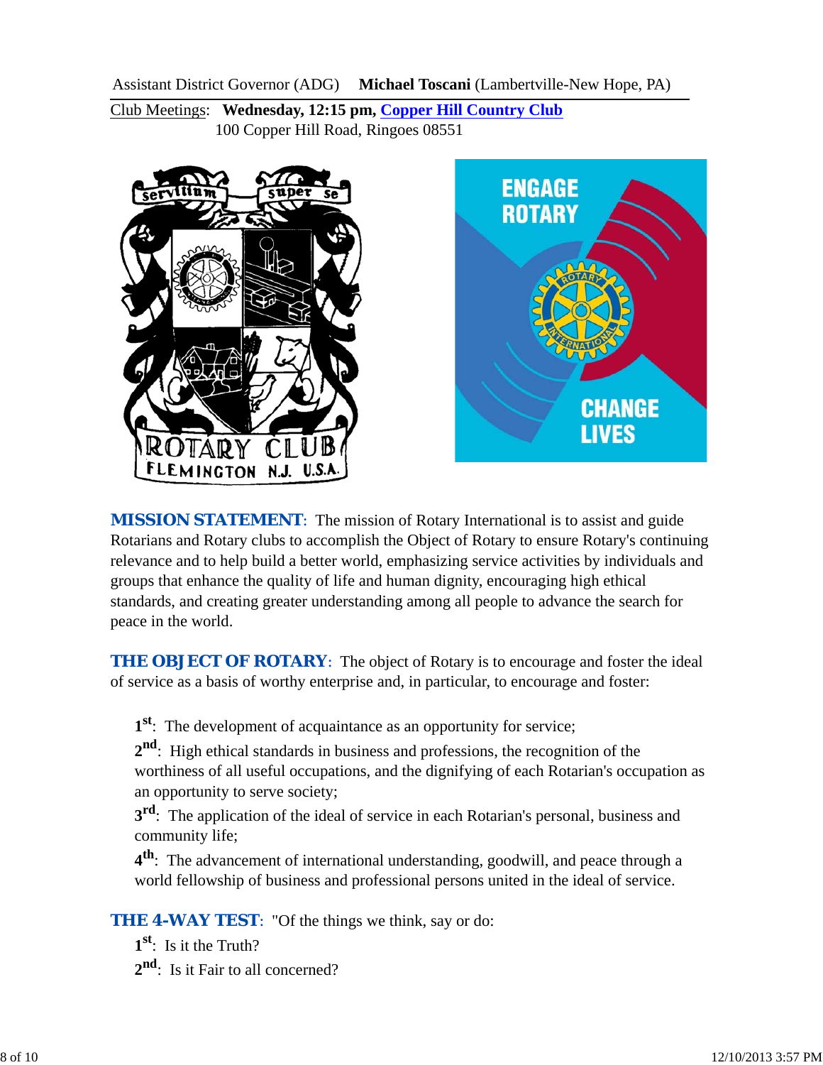Assistant District Governor (ADG) **Michael Toscani** (Lambertville-New Hope, PA)

Club Meetings: **Wednesday, 12:15 pm, [Copper Hill Country Club]**
100 Copper Hill Road, Ringoes 08551

**MISSION STATEMENT**: The mission of Rotary International is to assist and guide Rotarians and Rotary clubs to accomplish the Object of Rotary to ensure Rotary's continuing relevance and to help build a better world, emphasizing service activities by individuals and groups that enhance the quality of life and human dignity, encouraging high ethical standards, and creating greater understanding among all people to advance the search for peace in the world.

**THE OBJECT OF ROTARY**: The object of Rotary is to encourage and foster the ideal of service as a basis of worthy enterprise and, in particular, to encourage and foster:

1st: The development of acquaintance as an opportunity for service;

2nd: High ethical standards in business and professions, the recognition of the worthiness of all useful occupations, and the dignifying of each Rotarian's occupation as an opportunity to serve society;

3rd: The application of the ideal of service in each Rotarian's personal, business and community life;

4th: The advancement of international understanding, goodwill, and peace through a world fellowship of business and professional persons united in the ideal of service.

**THE 4-WAY TEST**: "Of the things we think, say or do:

1st: Is it the Truth?

2nd: Is it Fair to all concerned?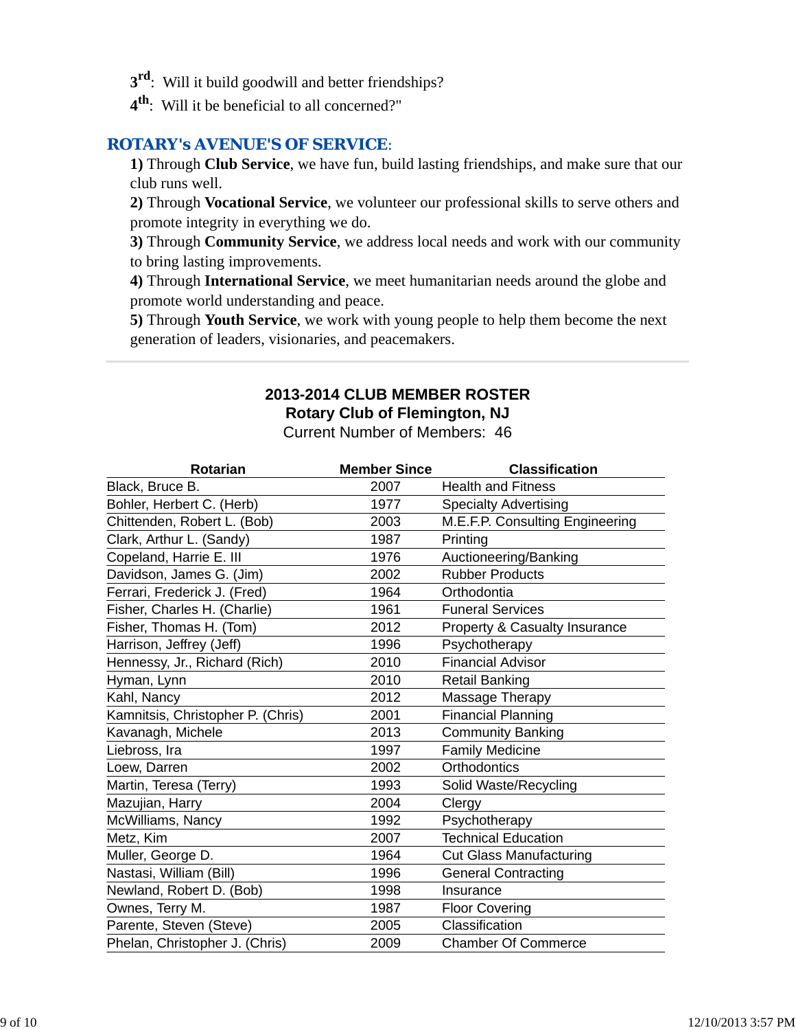**3rd**: Will it build goodwill and better friendships?

**4th**: Will it be beneficial to all concerned?"

## ROTARY's AVENUE'S OF SERVICE:

**1)** Through **Club Service**, we have fun, build lasting friendships, and make sure that our club runs well.

**2)** Through **Vocational Service**, we volunteer our professional skills to serve others and promote integrity in everything we do.

**3)** Through **Community Service**, we address local needs and work with our community to bring lasting improvements.

**4)** Through **International Service**, we meet humanitarian needs around the globe and promote world understanding and peace.

**5)** Through **Youth Service**, we work with young people to help them become the next generation of leaders, visionaries, and peacemakers.

---

**2013-2014 CLUB MEMBER ROSTER**

**Rotary Club of Flemington, NJ**

Current Number of Members: 46

| Rotarian | Member Since | Classification |
|---|---|---|
| Black, Bruce B. | 2007 | Health and Fitness |
| Bohler, Herbert C. (Herb) | 1977 | Specialty Advertising |
| Chittenden, Robert L. (Bob) | 2003 | M.E.F.P. Consulting Engineering |
| Clark, Arthur L. (Sandy) | 1987 | Printing |
| Copeland, Harrie E. III | 1976 | Auctioneering/Banking |
| Davidson, James G. (Jim) | 2002 | Rubber Products |
| Ferrari, Frederick J. (Fred) | 1964 | Orthodontia |
| Fisher, Charles H. (Charlie) | 1961 | Funeral Services |
| Fisher, Thomas H. (Tom) | 2012 | Property & Casualty Insurance |
| Harrison, Jeffrey (Jeff) | 1996 | Psychotherapy |
| Hennessy, Jr., Richard (Rich) | 2010 | Financial Advisor |
| Hyman, Lynn | 2010 | Retail Banking |
| Kahl, Nancy | 2012 | Massage Therapy |
| Kamnitsis, Christopher P. (Chris) | 2001 | Financial Planning |
| Kavanagh, Michele | 2013 | Community Banking |
| Liebross, Ira | 1997 | Family Medicine |
| Loew, Darren | 2002 | Orthodontics |
| Martin, Teresa (Terry) | 1993 | Solid Waste/Recycling |
| Mazujian, Harry | 2004 | Clergy |
| McWilliams, Nancy | 1992 | Psychotherapy |
| Metz, Kim | 2007 | Technical Education |
| Muller, George D. | 1964 | Cut Glass Manufacturing |
| Nastasi, William (Bill) | 1996 | General Contracting |
| Newland, Robert D. (Bob) | 1998 | Insurance |
| Ownes, Terry M. | 1987 | Floor Covering |
| Parente, Steven (Steve) | 2005 | Classification |
| Phelan, Christopher J. (Chris) | 2009 | Chamber Of Commerce |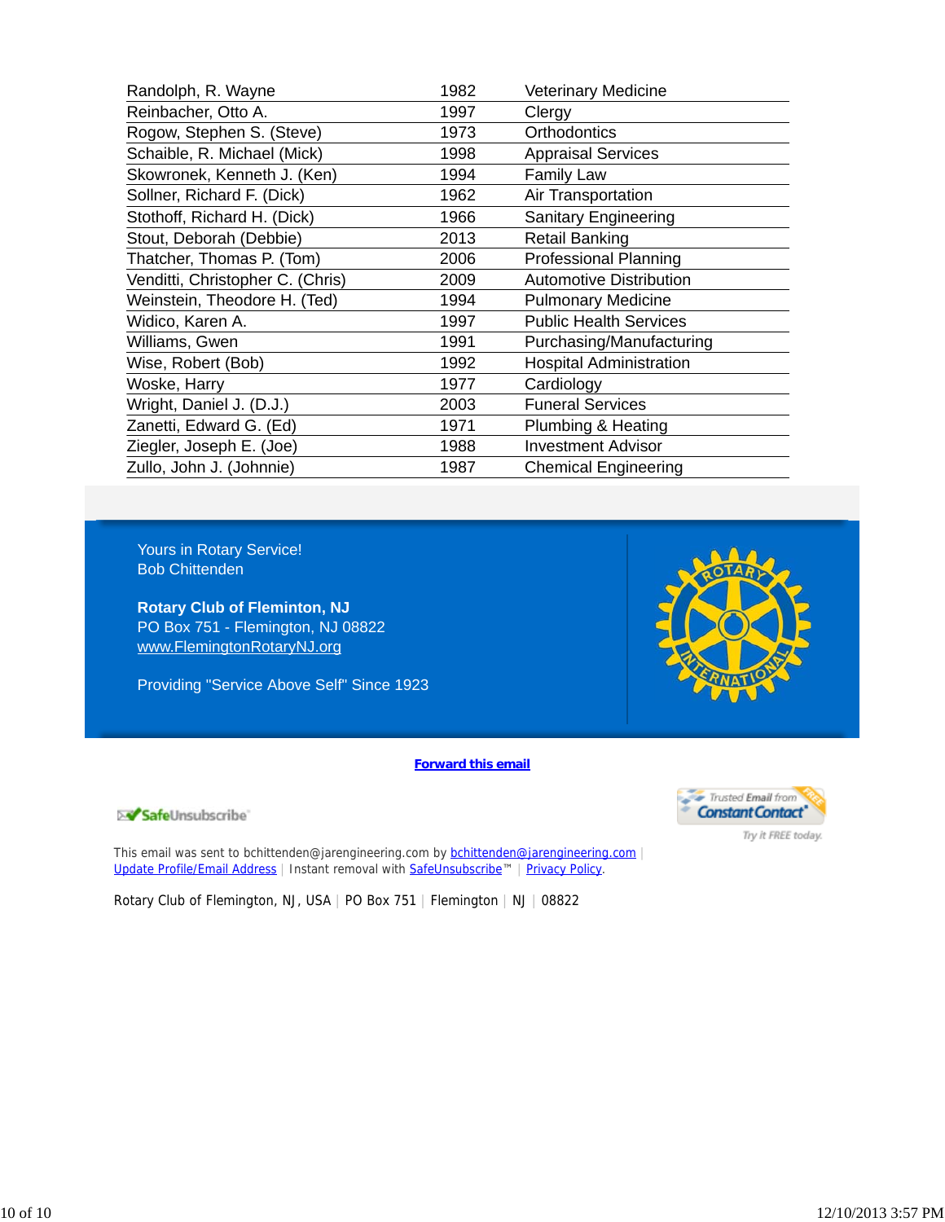| | | |
|---|---|---|
| Randolph, R. Wayne | 1982 | Veterinary Medicine |
| Reinbacher, Otto A. | 1997 | Clergy |
| Rogow, Stephen S. (Steve) | 1973 | Orthodontics |
| Schaible, R. Michael (Mick) | 1998 | Appraisal Services |
| Skowronek, Kenneth J. (Ken) | 1994 | Family Law |
| Sollner, Richard F. (Dick) | 1962 | Air Transportation |
| Stothoff, Richard H. (Dick) | 1966 | Sanitary Engineering |
| Stout, Deborah (Debbie) | 2013 | Retail Banking |
| Thatcher, Thomas P. (Tom) | 2006 | Professional Planning |
| Venditti, Christopher C. (Chris) | 2009 | Automotive Distribution |
| Weinstein, Theodore H. (Ted) | 1994 | Pulmonary Medicine |
| Widico, Karen A. | 1997 | Public Health Services |
| Williams, Gwen | 1991 | Purchasing/Manufacturing |
| Wise, Robert (Bob) | 1992 | Hospital Administration |
| Woske, Harry | 1977 | Cardiology |
| Wright, Daniel J. (D.J.) | 2003 | Funeral Services |
| Zanetti, Edward G. (Ed) | 1971 | Plumbing & Heating |
| Ziegler, Joseph E. (Joe) | 1988 | Investment Advisor |
| Zullo, John J. (Johnnie) | 1987 | Chemical Engineering |

Yours in Rotary Service!
Bob Chittenden

**Rotary Club of Fleminton, NJ**
PO Box 751 - Flemington, NJ 08822
www.FlemingtonRotaryNJ.org

Providing "Service Above Self" Since 1923

**Forward this email**

SafeUnsubscribe®

Trusted Email from Constant Contact — Try it FREE today.

This email was sent to bchittenden@jarengineering.com by bchittenden@jarengineering.com | Update Profile/Email Address | Instant removal with SafeUnsubscribe™ | Privacy Policy.

Rotary Club of Flemington, NJ, USA | PO Box 751 | Flemington | NJ | 08822